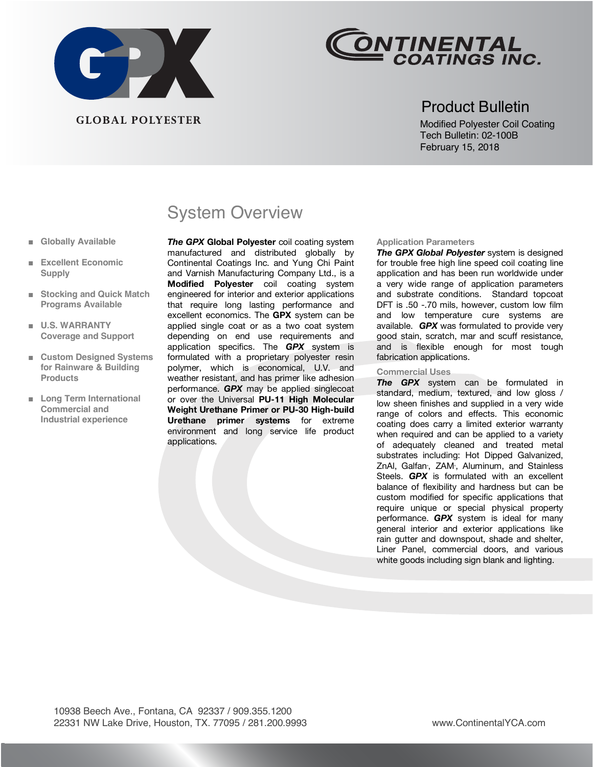GLOBAL POLYESTER

CONTINENTAL COATINGS INC.

# Product Bulletin

Modified Polyester Coil Coating
Tech Bulletin: 02-100B
February 15, 2018

## System Overview

- **Globally Available**
- **Excellent Economic Supply**
- **Stocking and Quick Match Programs Available**
- **U.S. WARRANTY Coverage and Support**
- **Custom Designed Systems for Rainware & Building Products**
- **Long Term International Commercial and Industrial experience**

***The GPX* Global Polyester** coil coating system manufactured and distributed globally by Continental Coatings Inc. and Yung Chi Paint and Varnish Manufacturing Company Ltd., is a **Modified Polyester** coil coating system engineered for interior and exterior applications that require long lasting performance and excellent economics. The **GPX** system can be applied single coat or as a two coat system depending on end use requirements and application specifics. The ***GPX*** system is formulated with a proprietary polyester resin polymer, which is economical, U.V. and weather resistant, and has primer like adhesion performance. ***GPX*** may be applied singlecoat or over the Universal **PU-11 High Molecular Weight Urethane Primer or PU-30 High-build Urethane primer systems** for extreme environment and long service life product applications.

### Application Parameters

***The GPX Global Polyester*** system is designed for trouble free high line speed coil coating line application and has been run worldwide under a very wide range of application parameters and substrate conditions. Standard topcoat DFT is .50 -.70 mils, however, custom low film and low temperature cure systems are available. ***GPX*** was formulated to provide very good stain, scratch, mar and scuff resistance, and is flexible enough for most tough fabrication applications.

### Commercial Uses

***The GPX*** system can be formulated in standard, medium, textured, and low gloss / low sheen finishes and supplied in a very wide range of colors and effects. This economic coating does carry a limited exterior warranty when required and can be applied to a variety of adequately cleaned and treated metal substrates including: Hot Dipped Galvanized, ZnAl, Galfan®, ZAM®, Aluminum, and Stainless Steels. ***GPX*** is formulated with an excellent balance of flexibility and hardness but can be custom modified for specific applications that require unique or special physical property performance. ***GPX*** system is ideal for many general interior and exterior applications like rain gutter and downspout, shade and shelter, Liner Panel, commercial doors, and various white goods including sign blank and lighting.

10938 Beech Ave., Fontana, CA 92337 / 909.355.1200
22331 NW Lake Drive, Houston, TX. 77095 / 281.200.9993

www.ContinentalYCA.com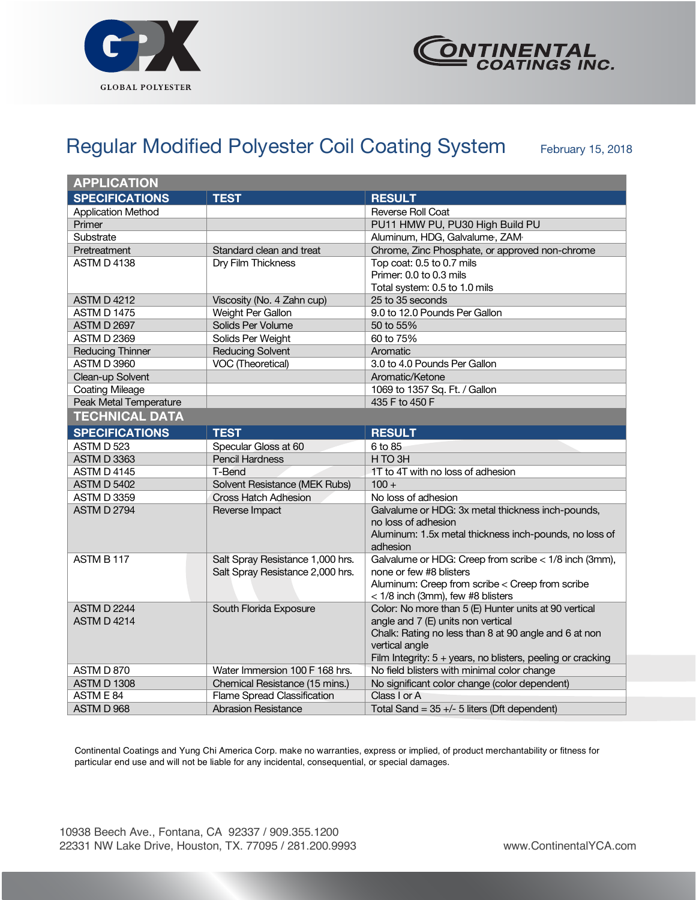GLOBAL POLYESTER

# Regular Modified Polyester Coil Coating System

February 15, 2018

## APPLICATION

| SPECIFICATIONS | TEST | RESULT |
|---|---|---|
| Application Method | | Reverse Roll Coat |
| Primer | | PU11 HMW PU, PU30 High Build PU |
| Substrate | | Aluminum, HDG, Galvalume®, ZAM® |
| Pretreatment | Standard clean and treat | Chrome, Zinc Phosphate, or approved non-chrome |
| ASTM D 4138 | Dry Film Thickness | Top coat: 0.5 to 0.7 mils<br>Primer: 0.0 to 0.3 mils<br>Total system: 0.5 to 1.0 mils |
| ASTM D 4212 | Viscosity (No. 4 Zahn cup) | 25 to 35 seconds |
| ASTM D 1475 | Weight Per Gallon | 9.0 to 12.0 Pounds Per Gallon |
| ASTM D 2697 | Solids Per Volume | 50 to 55% |
| ASTM D 2369 | Solids Per Weight | 60 to 75% |
| Reducing Thinner | Reducing Solvent | Aromatic |
| ASTM D 3960 | VOC (Theoretical) | 3.0 to 4.0 Pounds Per Gallon |
| Clean-up Solvent | | Aromatic/Ketone |
| Coating Mileage | | 1069 to 1357 Sq. Ft. / Gallon |
| Peak Metal Temperature | | 435 F to 450 F |

## TECHNICAL DATA

| SPECIFICATIONS | TEST | RESULT |
|---|---|---|
| ASTM D 523 | Specular Gloss at 60 | 6 to 85 |
| ASTM D 3363 | Pencil Hardness | H TO 3H |
| ASTM D 4145 | T-Bend | 1T to 4T with no loss of adhesion |
| ASTM D 5402 | Solvent Resistance (MEK Rubs) | 100 + |
| ASTM D 3359 | Cross Hatch Adhesion | No loss of adhesion |
| ASTM D 2794 | Reverse Impact | Galvalume or HDG: 3x metal thickness inch-pounds, no loss of adhesion<br>Aluminum: 1.5x metal thickness inch-pounds, no loss of adhesion |
| ASTM B 117 | Salt Spray Resistance 1,000 hrs.<br>Salt Spray Resistance 2,000 hrs. | Galvalume or HDG: Creep from scribe < 1/8 inch (3mm), none or few #8 blisters<br>Aluminum: Creep from scribe < Creep from scribe < 1/8 inch (3mm), few #8 blisters |
| ASTM D 2244<br>ASTM D 4214 | South Florida Exposure | Color: No more than 5 (E) Hunter units at 90 vertical angle and 7 (E) units non vertical<br>Chalk: Rating no less than 8 at 90 angle and 6 at non vertical angle<br>Film Integrity: 5 + years, no blisters, peeling or cracking |
| ASTM D 870 | Water Immersion 100 F 168 hrs. | No field blisters with minimal color change |
| ASTM D 1308 | Chemical Resistance (15 mins.) | No significant color change (color dependent) |
| ASTM E 84 | Flame Spread Classification | Class I or A |
| ASTM D 968 | Abrasion Resistance | Total Sand = 35 +/- 5 liters (Dft dependent) |

Continental Coatings and Yung Chi America Corp. make no warranties, express or implied, of product merchantability or fitness for particular end use and will not be liable for any incidental, consequential, or special damages.

10938 Beech Ave., Fontana, CA 92337 / 909.355.1200
22331 NW Lake Drive, Houston, TX. 77095 / 281.200.9993

www.ContinentalYCA.com